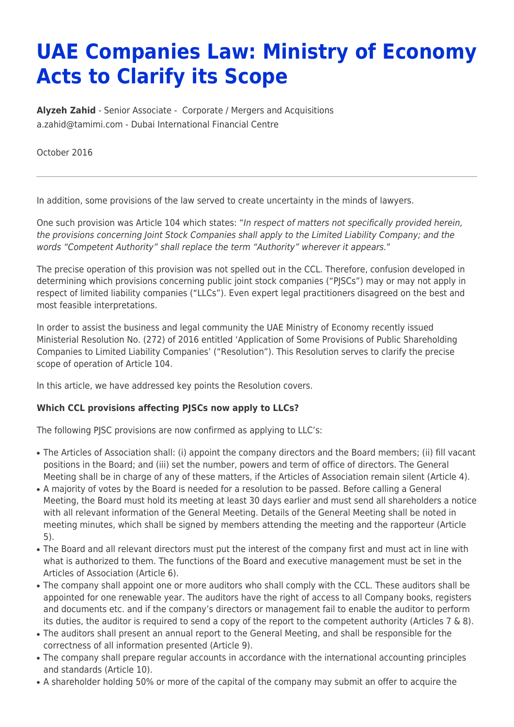# UAE Companies Law: Ministry of Economy Acts to Clarify its Scope

**Alyzeh Zahid** - Senior Associate - Corporate / Mergers and Acquisitions
a.zahid@tamimi.com - Dubai International Financial Centre

October 2016

---

In addition, some provisions of the law served to create uncertainty in the minds of lawyers.

One such provision was Article 104 which states: "*In respect of matters not specifically provided herein, the provisions concerning Joint Stock Companies shall apply to the Limited Liability Company; and the words "Competent Authority" shall replace the term "Authority" wherever it appears.*"

The precise operation of this provision was not spelled out in the CCL. Therefore, confusion developed in determining which provisions concerning public joint stock companies ("PJSCs") may or may not apply in respect of limited liability companies ("LLCs"). Even expert legal practitioners disagreed on the best and most feasible interpretations.

In order to assist the business and legal community the UAE Ministry of Economy recently issued Ministerial Resolution No. (272) of 2016 entitled 'Application of Some Provisions of Public Shareholding Companies to Limited Liability Companies' ("Resolution"). This Resolution serves to clarify the precise scope of operation of Article 104.

In this article, we have addressed key points the Resolution covers.

**Which CCL provisions affecting PJSCs now apply to LLCs?**

The following PJSC provisions are now confirmed as applying to LLC's:

- The Articles of Association shall: (i) appoint the company directors and the Board members; (ii) fill vacant positions in the Board; and (iii) set the number, powers and term of office of directors. The General Meeting shall be in charge of any of these matters, if the Articles of Association remain silent (Article 4).
- A majority of votes by the Board is needed for a resolution to be passed. Before calling a General Meeting, the Board must hold its meeting at least 30 days earlier and must send all shareholders a notice with all relevant information of the General Meeting. Details of the General Meeting shall be noted in meeting minutes, which shall be signed by members attending the meeting and the rapporteur (Article 5).
- The Board and all relevant directors must put the interest of the company first and must act in line with what is authorized to them. The functions of the Board and executive management must be set in the Articles of Association (Article 6).
- The company shall appoint one or more auditors who shall comply with the CCL. These auditors shall be appointed for one renewable year. The auditors have the right of access to all Company books, registers and documents etc. and if the company's directors or management fail to enable the auditor to perform its duties, the auditor is required to send a copy of the report to the competent authority (Articles 7 & 8).
- The auditors shall present an annual report to the General Meeting, and shall be responsible for the correctness of all information presented (Article 9).
- The company shall prepare regular accounts in accordance with the international accounting principles and standards (Article 10).
- A shareholder holding 50% or more of the capital of the company may submit an offer to acquire the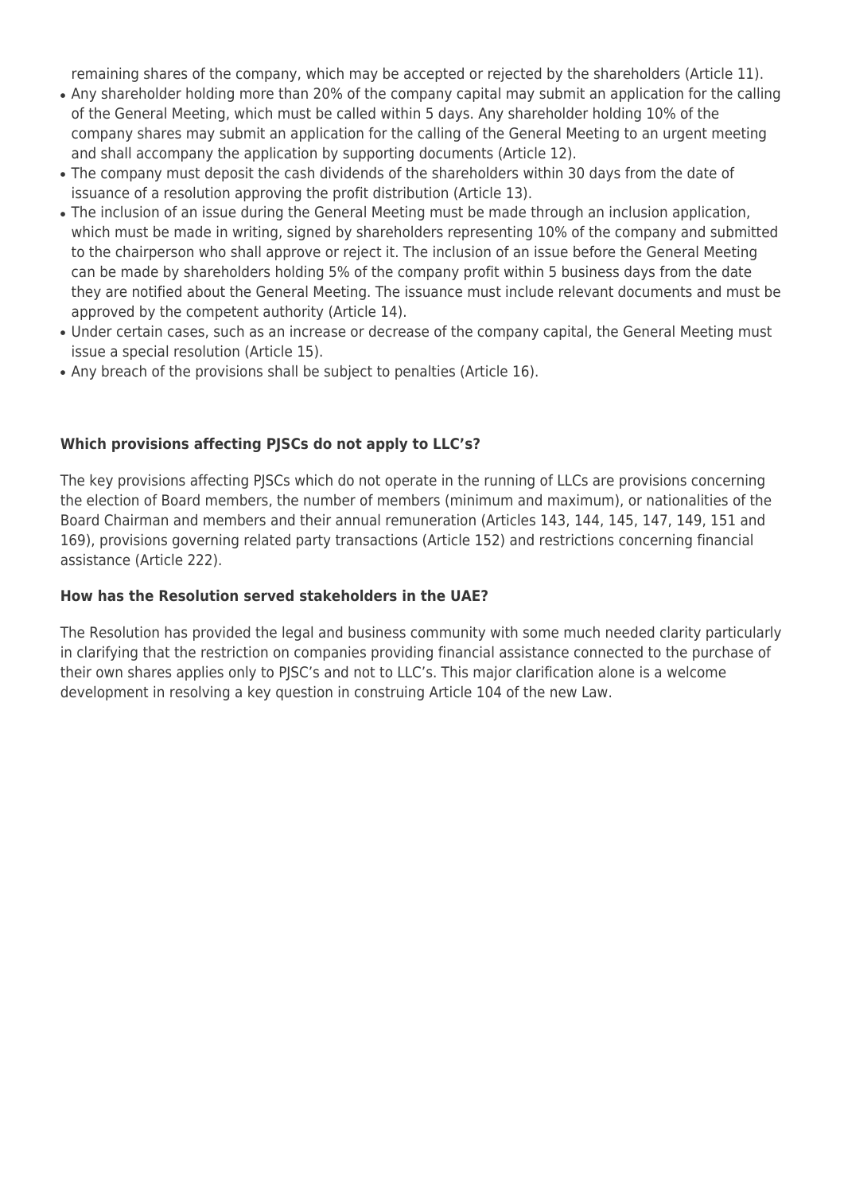remaining shares of the company, which may be accepted or rejected by the shareholders (Article 11).

- Any shareholder holding more than 20% of the company capital may submit an application for the calling of the General Meeting, which must be called within 5 days. Any shareholder holding 10% of the company shares may submit an application for the calling of the General Meeting to an urgent meeting and shall accompany the application by supporting documents (Article 12).
- The company must deposit the cash dividends of the shareholders within 30 days from the date of issuance of a resolution approving the profit distribution (Article 13).
- The inclusion of an issue during the General Meeting must be made through an inclusion application, which must be made in writing, signed by shareholders representing 10% of the company and submitted to the chairperson who shall approve or reject it. The inclusion of an issue before the General Meeting can be made by shareholders holding 5% of the company profit within 5 business days from the date they are notified about the General Meeting. The issuance must include relevant documents and must be approved by the competent authority (Article 14).
- Under certain cases, such as an increase or decrease of the company capital, the General Meeting must issue a special resolution (Article 15).
- Any breach of the provisions shall be subject to penalties (Article 16).

**Which provisions affecting PJSCs do not apply to LLC's?**

The key provisions affecting PJSCs which do not operate in the running of LLCs are provisions concerning the election of Board members, the number of members (minimum and maximum), or nationalities of the Board Chairman and members and their annual remuneration (Articles 143, 144, 145, 147, 149, 151 and 169), provisions governing related party transactions (Article 152) and restrictions concerning financial assistance (Article 222).

**How has the Resolution served stakeholders in the UAE?**

The Resolution has provided the legal and business community with some much needed clarity particularly in clarifying that the restriction on companies providing financial assistance connected to the purchase of their own shares applies only to PJSC's and not to LLC's. This major clarification alone is a welcome development in resolving a key question in construing Article 104 of the new Law.